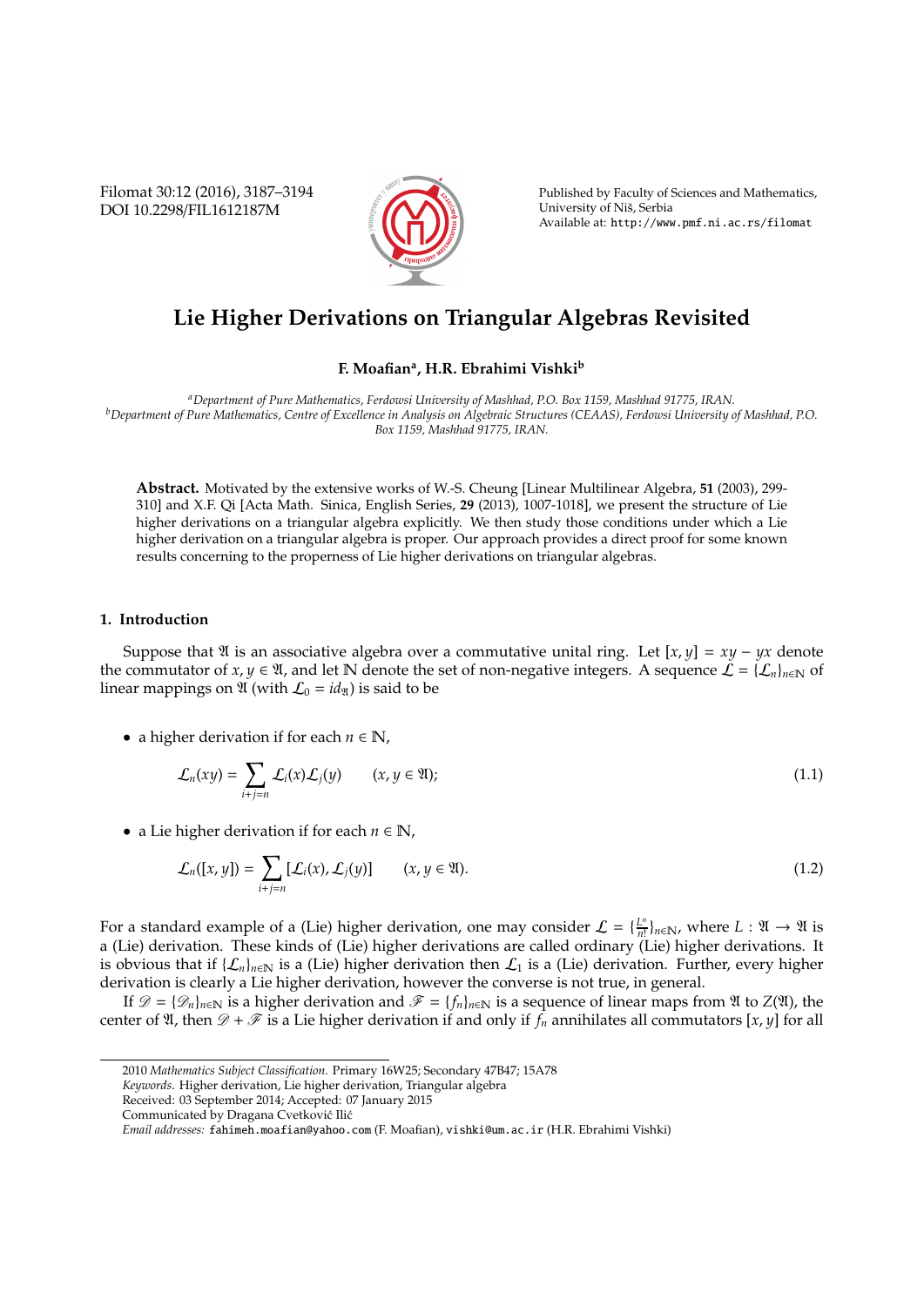# Lie Higher Derivations on Triangular Algebras Revisited

**F. Moafian[a], H.R. Ebrahimi Vishki[b]**

[a]*Department of Pure Mathematics, Ferdowsi University of Mashhad, P.O. Box 1159, Mashhad 91775, IRAN.*
[b]*Department of Pure Mathematics, Centre of Excellence in Analysis on Algebraic Structures (CEAAS), Ferdowsi University of Mashhad, P.O. Box 1159, Mashhad 91775, IRAN.*

**Abstract.** Motivated by the extensive works of W.-S. Cheung [Linear Multilinear Algebra, **51** (2003), 299-310] and X.F. Qi [Acta Math. Sinica, English Series, **29** (2013), 1007-1018], we present the structure of Lie higher derivations on a triangular algebra explicitly. We then study those conditions under which a Lie higher derivation on a triangular algebra is proper. Our approach provides a direct proof for some known results concerning to the properness of Lie higher derivations on triangular algebras.

## 1. Introduction

Suppose that $\mathfrak{A}$ is an associative algebra over a commutative unital ring. Let $[x, y] = xy - yx$ denote the commutator of $x, y \in \mathfrak{A}$, and let $\mathbb{N}$ denote the set of non-negative integers. A sequence $\mathcal{L} = \{\mathcal{L}_n\}_{n\in\mathbb{N}}$ of linear mappings on $\mathfrak{A}$ (with $\mathcal{L}_0 = id_{\mathfrak{A}}$) is said to be

- a higher derivation if for each $n \in \mathbb{N}$,

$$\mathcal{L}_n(xy) = \sum_{i+j=n} \mathcal{L}_i(x)\mathcal{L}_j(y) \qquad (x, y \in \mathfrak{A}); \tag{1.1}$$

- a Lie higher derivation if for each $n \in \mathbb{N}$,

$$\mathcal{L}_n([x, y]) = \sum_{i+j=n} [\mathcal{L}_i(x), \mathcal{L}_j(y)] \qquad (x, y \in \mathfrak{A}). \tag{1.2}$$

For a standard example of a (Lie) higher derivation, one may consider $\mathcal{L} = \{\frac{L^n}{n!}\}_{n\in\mathbb{N}}$, where $L : \mathfrak{A} \to \mathfrak{A}$ is a (Lie) derivation. These kinds of (Lie) higher derivations are called ordinary (Lie) higher derivations. It is obvious that if $\{\mathcal{L}_n\}_{n\in\mathbb{N}}$ is a (Lie) higher derivation then $\mathcal{L}_1$ is a (Lie) derivation. Further, every higher derivation is clearly a Lie higher derivation, however the converse is not true, in general.

If $\mathscr{D} = \{\mathscr{D}_n\}_{n\in\mathbb{N}}$ is a higher derivation and $\mathscr{F} = \{f_n\}_{n\in\mathbb{N}}$ is a sequence of linear maps from $\mathfrak{A}$ to $Z(\mathfrak{A})$, the center of $\mathfrak{A}$, then $\mathscr{D} + \mathscr{F}$ is a Lie higher derivation if and only if $f_n$ annihilates all commutators $[x, y]$ for all

2010 *Mathematics Subject Classification.* Primary 16W25; Secondary 47B47; 15A78
*Keywords.* Higher derivation, Lie higher derivation, Triangular algebra
Received: 03 September 2014; Accepted: 07 January 2015
Communicated by Dragana Cvetković Ilić
*Email addresses:* fahimeh.moafian@yahoo.com (F. Moafian), vishki@um.ac.ir (H.R. Ebrahimi Vishki)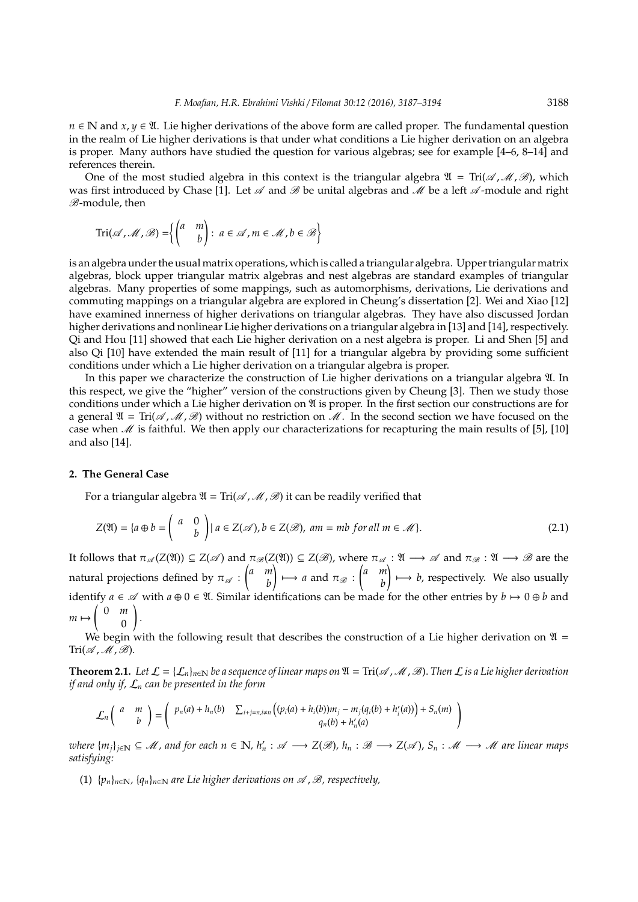$n \in \mathbb{N}$ and $x, y \in \mathfrak{A}$. Lie higher derivations of the above form are called proper. The fundamental question in the realm of Lie higher derivations is that under what conditions a Lie higher derivation on an algebra is proper. Many authors have studied the question for various algebras; see for example [4–6, 8–14] and references therein.

One of the most studied algebra in this context is the triangular algebra $\mathfrak{A} = \mathrm{Tri}(\mathscr{A}, \mathscr{M}, \mathscr{B})$, which was first introduced by Chase [1]. Let $\mathscr{A}$ and $\mathscr{B}$ be unital algebras and $\mathscr{M}$ be a left $\mathscr{A}$-module and right $\mathscr{B}$-module, then

$$\mathrm{Tri}(\mathscr{A}, \mathscr{M}, \mathscr{B}) = \left\{ \begin{pmatrix} a & m \\ & b \end{pmatrix} : \ a \in \mathscr{A}, m \in \mathscr{M}, b \in \mathscr{B} \right\}$$

is an algebra under the usual matrix operations, which is called a triangular algebra. Upper triangular matrix algebras, block upper triangular matrix algebras and nest algebras are standard examples of triangular algebras. Many properties of some mappings, such as automorphisms, derivations, Lie derivations and commuting mappings on a triangular algebra are explored in Cheung's dissertation [2]. Wei and Xiao [12] have examined innerness of higher derivations on triangular algebras. They have also discussed Jordan higher derivations and nonlinear Lie higher derivations on a triangular algebra in [13] and [14], respectively. Qi and Hou [11] showed that each Lie higher derivation on a nest algebra is proper. Li and Shen [5] and also Qi [10] have extended the main result of [11] for a triangular algebra by providing some sufficient conditions under which a Lie higher derivation on a triangular algebra is proper.

In this paper we characterize the construction of Lie higher derivations on a triangular algebra $\mathfrak{A}$. In this respect, we give the "higher" version of the constructions given by Cheung [3]. Then we study those conditions under which a Lie higher derivation on $\mathfrak{A}$ is proper. In the first section our constructions are for a general $\mathfrak{A} = \mathrm{Tri}(\mathscr{A}, \mathscr{M}, \mathscr{B})$ without no restriction on $\mathscr{M}$. In the second section we have focused on the case when $\mathscr{M}$ is faithful. We then apply our characterizations for recapturing the main results of [5], [10] and also [14].

## 2. The General Case

For a triangular algebra $\mathfrak{A} = \mathrm{Tri}(\mathscr{A}, \mathscr{M}, \mathscr{B})$ it can be readily verified that

$$Z(\mathfrak{A}) = \{a \oplus b = \begin{pmatrix} a & 0 \\ & b \end{pmatrix} \mid a \in Z(\mathscr{A}), b \in Z(\mathscr{B}), \ am = mb \ for \ all \ m \in \mathscr{M}\}. \tag{2.1}$$

It follows that $\pi_{\mathscr{A}}(Z(\mathfrak{A})) \subseteq Z(\mathscr{A})$ and $\pi_{\mathscr{B}}(Z(\mathfrak{A})) \subseteq Z(\mathscr{B})$, where $\pi_{\mathscr{A}} : \mathfrak{A} \longrightarrow \mathscr{A}$ and $\pi_{\mathscr{B}} : \mathfrak{A} \longrightarrow \mathscr{B}$ are the natural projections defined by $\pi_{\mathscr{A}} : \begin{pmatrix} a & m \\ & b \end{pmatrix} \longmapsto a$ and $\pi_{\mathscr{B}} : \begin{pmatrix} a & m \\ & b \end{pmatrix} \longmapsto b$, respectively. We also usually identify $a \in \mathscr{A}$ with $a \oplus 0 \in \mathfrak{A}$. Similar identifications can be made for the other entries by $b \mapsto 0 \oplus b$ and $m \mapsto \begin{pmatrix} 0 & m \\ & 0 \end{pmatrix}$.

We begin with the following result that describes the construction of a Lie higher derivation on $\mathfrak{A} = \mathrm{Tri}(\mathscr{A}, \mathscr{M}, \mathscr{B})$.

**Theorem 2.1.** *Let $\mathcal{L} = \{\mathcal{L}_n\}_{n\in\mathbb{N}}$ be a sequence of linear maps on $\mathfrak{A} = \mathrm{Tri}(\mathscr{A}, \mathscr{M}, \mathscr{B})$. Then $\mathcal{L}$ is a Lie higher derivation if and only if, $\mathcal{L}_n$ can be presented in the form*

$$\mathcal{L}_n \begin{pmatrix} a & m \\ & b \end{pmatrix} = \begin{pmatrix} p_n(a) + h_n(b) & \sum_{i+j=n, i\neq n} \big( (p_i(a) + h_i(b)) m_j - m_j (q_i(b) + h'_i(a)) \big) + S_n(m) \\ & q_n(b) + h'_n(a) \end{pmatrix}$$

*where $\{m_j\}_{j\in\mathbb{N}} \subseteq \mathscr{M}$, and for each $n \in \mathbb{N}$, $h'_n : \mathscr{A} \longrightarrow Z(\mathscr{B})$, $h_n : \mathscr{B} \longrightarrow Z(\mathscr{A})$, $S_n : \mathscr{M} \longrightarrow \mathscr{M}$ are linear maps satisfying:*

1. *$\{p_n\}_{n\in\mathbb{N}}$, $\{q_n\}_{n\in\mathbb{N}}$ are Lie higher derivations on $\mathscr{A}$, $\mathscr{B}$, respectively,*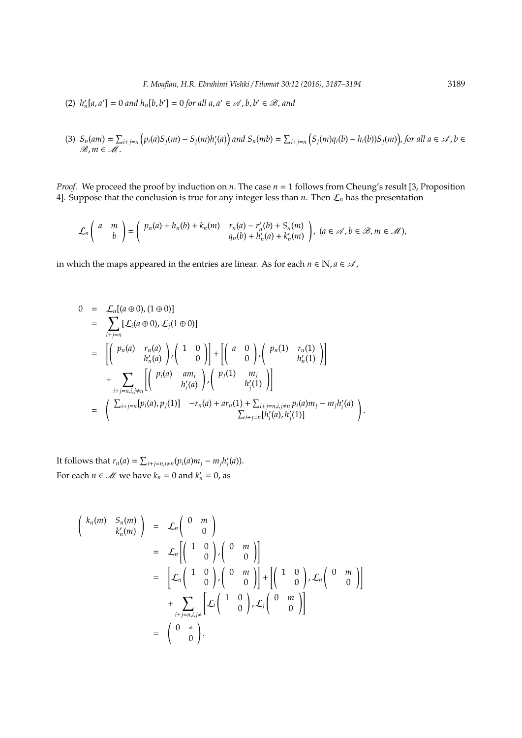(2) $h'_n[a, a'] = 0$ and $h_n[b, b'] = 0$ for all $a, a' \in \mathscr{A}, b, b' \in \mathscr{B}$, and

(3) $S_n(am) = \sum_{i+j=n}\left(p_i(a)S_j(m) - S_j(m)h'_i(a)\right)$ and $S_n(mb) = \sum_{i+j=n}\left(S_j(m)q_i(b) - h_i(b))S_j(m)\right)$, for all $a \in \mathscr{A}, b \in \mathscr{B}, m \in \mathscr{M}$.

*Proof.* We proceed the proof by induction on $n$. The case $n = 1$ follows from Cheung's result [3, Proposition 4]. Suppose that the conclusion is true for any integer less than $n$. Then $\mathcal{L}_n$ has the presentation

$$\mathcal{L}_n\begin{pmatrix} a & m \\ & b \end{pmatrix} = \begin{pmatrix} p_n(a) + h_n(b) + k_n(m) & r_n(a) - r'_n(b) + S_n(m) \\ & q_n(b) + h'_n(a) + k'_n(m) \end{pmatrix}, \ (a \in \mathscr{A}, b \in \mathscr{B}, m \in \mathscr{M}),$$

in which the maps appeared in the entries are linear. As for each $n \in \mathbb{N}, a \in \mathscr{A}$,

$$\begin{aligned}
0 &= \mathcal{L}_n[(a \oplus 0), (1 \oplus 0)] \\
&= \sum_{i+j=n}[\mathcal{L}_i(a \oplus 0), \mathcal{L}_j(1 \oplus 0)] \\
&= \left[\begin{pmatrix} p_n(a) & r_n(a) \\ & h'_n(a) \end{pmatrix}, \begin{pmatrix} 1 & 0 \\ & 0 \end{pmatrix}\right] + \left[\begin{pmatrix} a & 0 \\ & 0 \end{pmatrix}, \begin{pmatrix} p_n(1) & r_n(1) \\ & h'_n(1) \end{pmatrix}\right] \\
&\quad + \sum_{i+j=n, i, j \neq n}\left[\begin{pmatrix} p_i(a) & am_i \\ & h'_i(a) \end{pmatrix}, \begin{pmatrix} p_j(1) & m_j \\ & h'_j(1) \end{pmatrix}\right] \\
&= \begin{pmatrix} \sum_{i+j=n}[p_i(a), p_j(1)] & -r_n(a) + ar_n(1) + \sum_{i+j=n, i, j\neq n} p_i(a)m_j - m_j h'_i(a) \\ & \sum_{i+j=n}[h'_i(a), h'_j(1)] \end{pmatrix}.
\end{aligned}$$

It follows that $r_n(a) = \sum_{i+j=n, i\neq n}(p_i(a)m_j - m_j h'_i(a))$.
For each $n \in \mathscr{M}$ we have $k_n = 0$ and $k'_n = 0$, as

$$\begin{aligned}
\begin{pmatrix} k_n(m) & S_n(m) \\ & k'_n(m) \end{pmatrix} &= \mathcal{L}_n\begin{pmatrix} 0 & m \\ & 0 \end{pmatrix} \\
&= \mathcal{L}_n\left[\begin{pmatrix} 1 & 0 \\ & 0 \end{pmatrix}, \begin{pmatrix} 0 & m \\ & 0 \end{pmatrix}\right] \\
&= \left[\mathcal{L}_n\begin{pmatrix} 1 & 0 \\ & 0 \end{pmatrix}, \begin{pmatrix} 0 & m \\ & 0 \end{pmatrix}\right] + \left[\begin{pmatrix} 1 & 0 \\ & 0 \end{pmatrix}, \mathcal{L}_n\begin{pmatrix} 0 & m \\ & 0 \end{pmatrix}\right] \\
&\quad + \sum_{i+j=n, i, j\neq}\left[\mathcal{L}_i\begin{pmatrix} 1 & 0 \\ & 0 \end{pmatrix}, \mathcal{L}_j\begin{pmatrix} 0 & m \\ & 0 \end{pmatrix}\right] \\
&= \begin{pmatrix} 0 & * \\ & 0 \end{pmatrix}.
\end{aligned}$$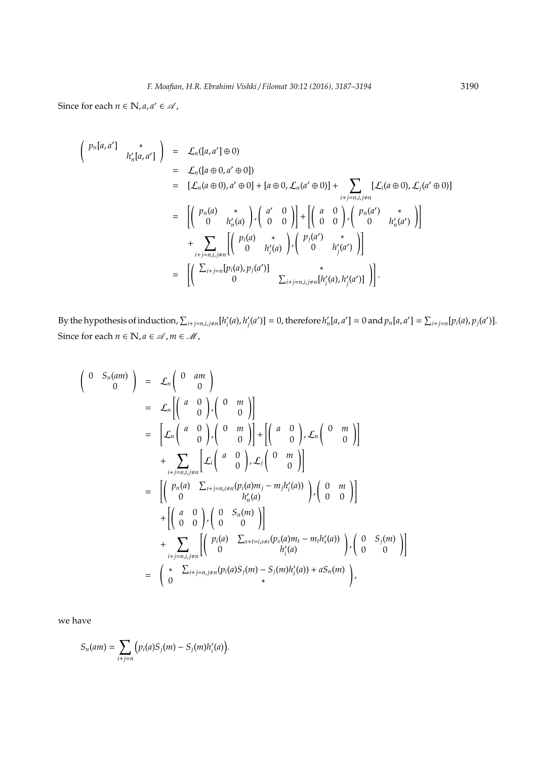Since for each $n \in \mathbb{N}, a, a' \in \mathscr{A}$,

$$
\begin{aligned}
\begin{pmatrix} p_n[a,a'] & * \\ & h'_n[a,a'] \end{pmatrix} &= \mathcal{L}_n([a,a'] \oplus 0) \\
&= \mathcal{L}_n([a \oplus 0, a' \oplus 0]) \\
&= [\mathcal{L}_n(a \oplus 0), a' \oplus 0] + [a \oplus 0, \mathcal{L}_n(a' \oplus 0)] + \sum_{i+j=n, i,j \neq n} [\mathcal{L}_i(a \oplus 0), \mathcal{L}_j(a' \oplus 0)] \\
&= \left[ \begin{pmatrix} p_n(a) & * \\ 0 & h'_n(a) \end{pmatrix}, \begin{pmatrix} a' & 0 \\ 0 & 0 \end{pmatrix} \right] + \left[ \begin{pmatrix} a & 0 \\ 0 & 0 \end{pmatrix}, \begin{pmatrix} p_n(a') & * \\ 0 & h'_n(a') \end{pmatrix} \right] \\
&\quad + \sum_{i+j=n, i,j \neq n} \left[ \begin{pmatrix} p_i(a) & * \\ 0 & h'_i(a) \end{pmatrix}, \begin{pmatrix} p_j(a') & * \\ 0 & h'_j(a') \end{pmatrix} \right] \\
&= \left[ \begin{pmatrix} \sum_{i+j=n} [p_i(a), p_j(a')] & * \\ 0 & \sum_{i+j=n, i,j \neq n} [h'_i(a), h'_j(a')] \end{pmatrix} \right].
\end{aligned}
$$

By the hypothesis of induction, $\sum_{i+j=n,i,j\neq n} [h'_i(a), h'_j(a')] = 0$, therefore $h'_n[a,a'] = 0$ and $p_n[a,a'] = \sum_{i+j=n} [p_i(a), p_j(a')]$.
Since for each $n \in \mathbb{N}, a \in \mathscr{A}, m \in \mathscr{M}$,

$$
\begin{aligned}
\begin{pmatrix} 0 & S_n(am) \\ & 0 \end{pmatrix} &= \mathcal{L}_n \begin{pmatrix} 0 & am \\ & 0 \end{pmatrix} \\
&= \mathcal{L}_n \left[ \begin{pmatrix} a & 0 \\ & 0 \end{pmatrix}, \begin{pmatrix} 0 & m \\ & 0 \end{pmatrix} \right] \\
&= \left[ \mathcal{L}_n \begin{pmatrix} a & 0 \\ & 0 \end{pmatrix}, \begin{pmatrix} 0 & m \\ & 0 \end{pmatrix} \right] + \left[ \begin{pmatrix} a & 0 \\ & 0 \end{pmatrix}, \mathcal{L}_n \begin{pmatrix} 0 & m \\ & 0 \end{pmatrix} \right] \\
&\quad + \sum_{i+j=n, i,j \neq n} \left[ \mathcal{L}_i \begin{pmatrix} a & 0 \\ & 0 \end{pmatrix}, \mathcal{L}_j \begin{pmatrix} 0 & m \\ & 0 \end{pmatrix} \right] \\
&= \left[ \begin{pmatrix} p_n(a) & \sum_{i+j=n, i \neq n} (p_i(a)m_j - m_j h'_i(a)) \\ 0 & h'_n(a) \end{pmatrix}, \begin{pmatrix} 0 & m \\ 0 & 0 \end{pmatrix} \right] \\
&\quad + \left[ \begin{pmatrix} a & 0 \\ 0 & 0 \end{pmatrix}, \begin{pmatrix} 0 & S_n(m) \\ 0 & 0 \end{pmatrix} \right] \\
&\quad + \sum_{i+j=n, i,j \neq n} \left[ \begin{pmatrix} p_i(a) & \sum_{s+t=i, s \neq i} (p_s(a)m_t - m_t h'_s(a)) \\ 0 & h'_i(a) \end{pmatrix}, \begin{pmatrix} 0 & S_j(m) \\ 0 & 0 \end{pmatrix} \right] \\
&= \begin{pmatrix} * & \sum_{i+j=n, j \neq n} (p_i(a)S_j(m) - S_j(m)h'_i(a)) + aS_n(m) \\ 0 & * \end{pmatrix},
\end{aligned}
$$

we have

$$
S_n(am) = \sum_{i+j=n} \Big( p_i(a)S_j(m) - S_j(m)h'_i(a) \Big).
$$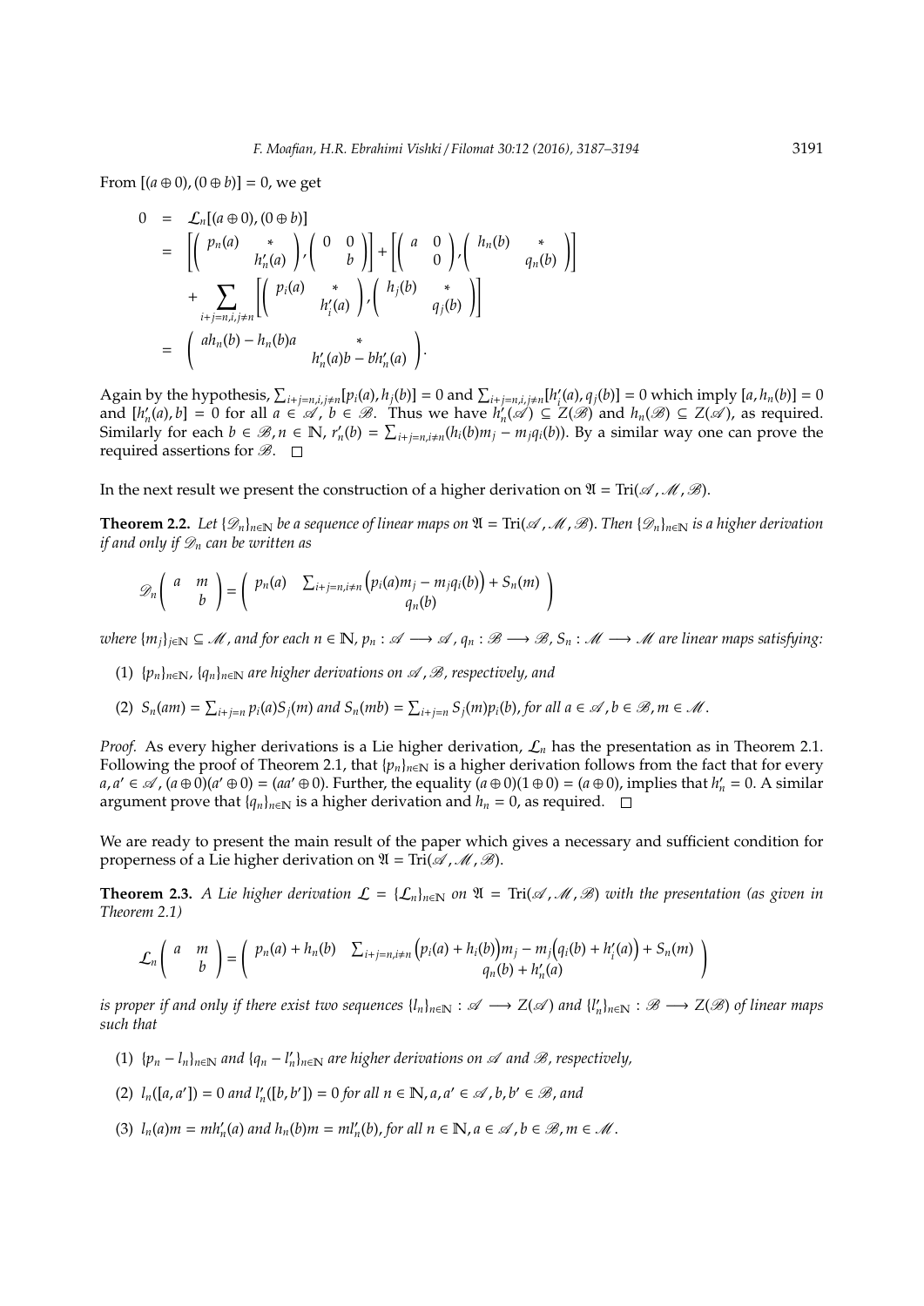From $[(a \oplus 0), (0 \oplus b)] = 0$, we get

$$
\begin{aligned}
0 &= \mathcal{L}_n[(a \oplus 0), (0 \oplus b)] \\
&= \left[\begin{pmatrix} p_n(a) & * \\ & h'_n(a) \end{pmatrix}, \begin{pmatrix} 0 & 0 \\ & b \end{pmatrix}\right] + \left[\begin{pmatrix} a & 0 \\ & 0 \end{pmatrix}, \begin{pmatrix} h_n(b) & * \\ & q_n(b) \end{pmatrix}\right] \\
&\quad + \sum_{i+j=n, i,j\neq n} \left[\begin{pmatrix} p_i(a) & * \\ & h'_i(a) \end{pmatrix}, \begin{pmatrix} h_j(b) & * \\ & q_j(b) \end{pmatrix}\right] \\
&= \begin{pmatrix} ah_n(b) - h_n(b)a & * \\ & h'_n(a)b - bh'_n(a) \end{pmatrix}.
\end{aligned}
$$

Again by the hypothesis, $\sum_{i+j=n,i,j\neq n}[p_i(a), h_j(b)] = 0$ and $\sum_{i+j=n,i,j\neq n}[h'_i(a), q_j(b)] = 0$ which imply $[a, h_n(b)] = 0$ and $[h'_n(a), b] = 0$ for all $a \in \mathscr{A}$, $b \in \mathscr{B}$. Thus we have $h'_n(\mathscr{A}) \subseteq Z(\mathscr{B})$ and $h_n(\mathscr{B}) \subseteq Z(\mathscr{A})$, as required. Similarly for each $b \in \mathscr{B}, n \in \mathbb{N}$, $r'_n(b) = \sum_{i+j=n,i\neq n}(h_i(b)m_j - m_jq_i(b))$. By a similar way one can prove the required assertions for $\mathscr{B}$. $\square$

In the next result we present the construction of a higher derivation on $\mathfrak{A} = \mathrm{Tri}(\mathscr{A}, \mathscr{M}, \mathscr{B})$.

**Theorem 2.2.** *Let $\{\mathscr{D}_n\}_{n\in\mathbb{N}}$ be a sequence of linear maps on $\mathfrak{A} = \mathrm{Tri}(\mathscr{A}, \mathscr{M}, \mathscr{B})$. Then $\{\mathscr{D}_n\}_{n\in\mathbb{N}}$ is a higher derivation if and only if $\mathscr{D}_n$ can be written as*

$$
\mathscr{D}_n \begin{pmatrix} a & m \\ & b \end{pmatrix} = \begin{pmatrix} p_n(a) & \sum_{i+j=n, i\neq n}\big(p_i(a)m_j - m_jq_i(b)\big) + S_n(m) \\ & q_n(b) \end{pmatrix}
$$

*where $\{m_j\}_{j\in\mathbb{N}} \subseteq \mathscr{M}$, and for each $n \in \mathbb{N}$, $p_n : \mathscr{A} \longrightarrow \mathscr{A}$, $q_n : \mathscr{B} \longrightarrow \mathscr{B}$, $S_n : \mathscr{M} \longrightarrow \mathscr{M}$ are linear maps satisfying:*

1. *$\{p_n\}_{n\in\mathbb{N}}$, $\{q_n\}_{n\in\mathbb{N}}$ are higher derivations on $\mathscr{A}$, $\mathscr{B}$, respectively, and*
2. *$S_n(am) = \sum_{i+j=n} p_i(a)S_j(m)$ and $S_n(mb) = \sum_{i+j=n} S_j(m)p_i(b)$, for all $a \in \mathscr{A}, b \in \mathscr{B}, m \in \mathscr{M}$.*

*Proof.* As every higher derivations is a Lie higher derivation, $\mathcal{L}_n$ has the presentation as in Theorem 2.1. Following the proof of Theorem 2.1, that $\{p_n\}_{n\in\mathbb{N}}$ is a higher derivation follows from the fact that for every $a, a' \in \mathscr{A}$, $(a \oplus 0)(a' \oplus 0) = (aa' \oplus 0)$. Further, the equality $(a \oplus 0)(1 \oplus 0) = (a \oplus 0)$, implies that $h'_n = 0$. A similar argument prove that $\{q_n\}_{n\in\mathbb{N}}$ is a higher derivation and $h_n = 0$, as required. $\square$

We are ready to present the main result of the paper which gives a necessary and sufficient condition for properness of a Lie higher derivation on $\mathfrak{A} = \mathrm{Tri}(\mathscr{A}, \mathscr{M}, \mathscr{B})$.

**Theorem 2.3.** *A Lie higher derivation $\mathcal{L} = \{\mathcal{L}_n\}_{n\in\mathbb{N}}$ on $\mathfrak{A} = \mathrm{Tri}(\mathscr{A}, \mathscr{M}, \mathscr{B})$ with the presentation (as given in Theorem 2.1)*

$$
\mathcal{L}_n \begin{pmatrix} a & m \\ & b \end{pmatrix} = \begin{pmatrix} p_n(a) + h_n(b) & \sum_{i+j=n, i\neq n}\big(p_i(a) + h_i(b)\big)m_j - m_j\big(q_i(b) + h'_i(a)\big) + S_n(m) \\ & q_n(b) + h'_n(a) \end{pmatrix}
$$

*is proper if and only if there exist two sequences $\{l_n\}_{n\in\mathbb{N}} : \mathscr{A} \longrightarrow Z(\mathscr{A})$ and $\{l'_n\}_{n\in\mathbb{N}} : \mathscr{B} \longrightarrow Z(\mathscr{B})$ of linear maps such that*

1. *$\{p_n - l_n\}_{n\in\mathbb{N}}$ and $\{q_n - l'_n\}_{n\in\mathbb{N}}$ are higher derivations on $\mathscr{A}$ and $\mathscr{B}$, respectively,*
2. *$l_n([a, a']) = 0$ and $l'_n([b, b']) = 0$ for all $n \in \mathbb{N}, a, a' \in \mathscr{A}, b, b' \in \mathscr{B}$, and*
3. *$l_n(a)m = mh'_n(a)$ and $h_n(b)m = ml'_n(b)$, for all $n \in \mathbb{N}, a \in \mathscr{A}, b \in \mathscr{B}, m \in \mathscr{M}$.*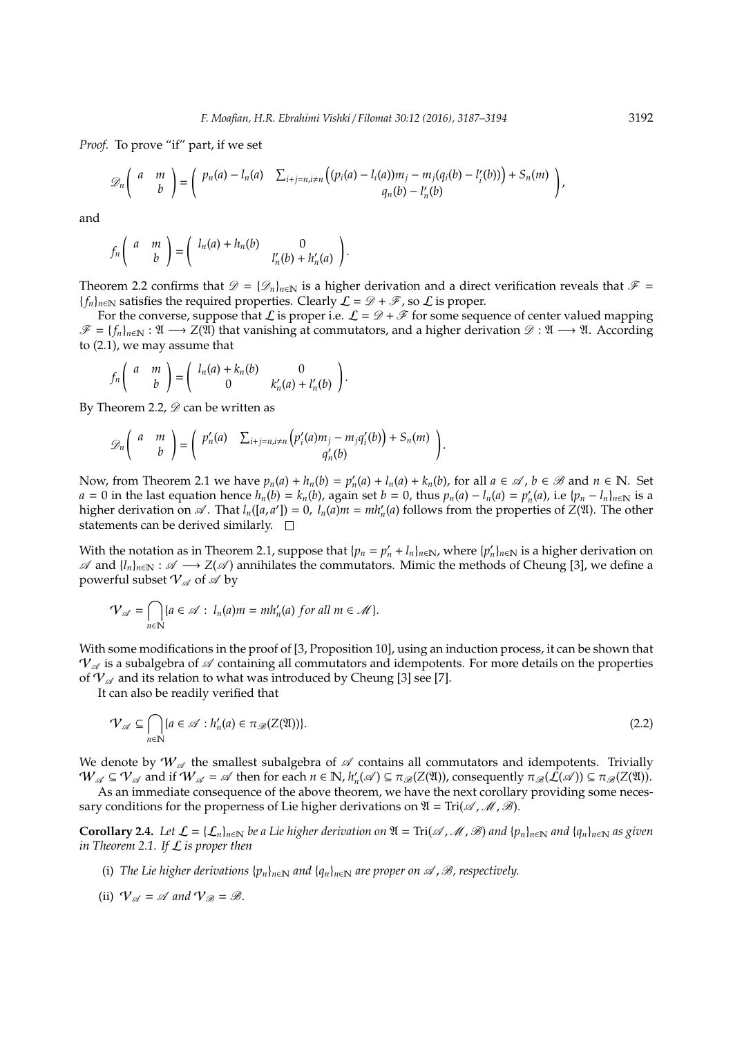*Proof.* To prove "if" part, if we set

$$\mathscr{D}_n\begin{pmatrix} a & m \\ & b \end{pmatrix} = \begin{pmatrix} p_n(a) - l_n(a) & \sum_{i+j=n, i\neq n}\Big((p_i(a) - l_i(a))m_j - m_j(q_i(b) - l'_i(b))\Big) + S_n(m) \\ & q_n(b) - l'_n(b) \end{pmatrix},$$

and

$$f_n\begin{pmatrix} a & m \\ & b \end{pmatrix} = \begin{pmatrix} l_n(a) + h_n(b) & 0 \\ & l'_n(b) + h'_n(a) \end{pmatrix}.$$

Theorem 2.2 confirms that $\mathscr{D} = \{\mathscr{D}_n\}_{n\in\mathbb{N}}$ is a higher derivation and a direct verification reveals that $\mathscr{F} = \{f_n\}_{n\in\mathbb{N}}$ satisfies the required properties. Clearly $\mathcal{L} = \mathscr{D} + \mathscr{F}$, so $\mathcal{L}$ is proper.

For the converse, suppose that $\mathcal{L}$ is proper i.e. $\mathcal{L} = \mathscr{D} + \mathscr{F}$ for some sequence of center valued mapping $\mathscr{F} = \{f_n\}_{n\in\mathbb{N}} : \mathfrak{A} \longrightarrow Z(\mathfrak{A})$ that vanishing at commutators, and a higher derivation $\mathscr{D} : \mathfrak{A} \longrightarrow \mathfrak{A}$. According to (2.1), we may assume that

$$f_n\begin{pmatrix} a & m \\ & b \end{pmatrix} = \begin{pmatrix} l_n(a) + k_n(b) & 0 \\ 0 & k'_n(a) + l'_n(b) \end{pmatrix}.$$

By Theorem 2.2, $\mathscr{D}$ can be written as

$$\mathscr{D}_n\begin{pmatrix} a & m \\ & b \end{pmatrix} = \begin{pmatrix} p'_n(a) & \sum_{i+j=n, i\neq n}\Big(p'_i(a)m_j - m_jq'_i(b)\Big) + S_n(m) \\ & q'_n(b) \end{pmatrix}.$$

Now, from Theorem 2.1 we have $p_n(a) + h_n(b) = p'_n(a) + l_n(a) + k_n(b)$, for all $a \in \mathscr{A}$, $b \in \mathscr{B}$ and $n \in \mathbb{N}$. Set $a = 0$ in the last equation hence $h_n(b) = k_n(b)$, again set $b = 0$, thus $p_n(a) - l_n(a) = p'_n(a)$, i.e $\{p_n - l_n\}_{n\in\mathbb{N}}$ is a higher derivation on $\mathscr{A}$. That $l_n([a, a']) = 0$, $l_n(a)m = mh'_n(a)$ follows from the properties of $Z(\mathfrak{A})$. The other statements can be derived similarly. $\square$

With the notation as in Theorem 2.1, suppose that $\{p_n = p'_n + l_n\}_{n\in\mathbb{N}}$, where $\{p'_n\}_{n\in\mathbb{N}}$ is a higher derivation on $\mathscr{A}$ and $\{l_n\}_{n\in\mathbb{N}} : \mathscr{A} \longrightarrow Z(\mathscr{A})$ annihilates the commutators. Mimic the methods of Cheung [3], we define a powerful subset $\mathcal{V}_{\mathscr{A}}$ of $\mathscr{A}$ by

$$\mathcal{V}_{\mathscr{A}} = \bigcap_{n\in\mathbb{N}} \{a \in \mathscr{A} : \; l_n(a)m = mh'_n(a) \; for \; all \; m \in \mathscr{M}\}.$$

With some modifications in the proof of [3, Proposition 10], using an induction process, it can be shown that $\mathcal{V}_{\mathscr{A}}$ is a subalgebra of $\mathscr{A}$ containing all commutators and idempotents. For more details on the properties of $\mathcal{V}_{\mathscr{A}}$ and its relation to what was introduced by Cheung [3] see [7].

It can also be readily verified that

$$\mathcal{V}_{\mathscr{A}} \subseteq \bigcap_{n\in\mathbb{N}} \{a \in \mathscr{A} : h'_n(a) \in \pi_{\mathscr{B}}(Z(\mathfrak{A}))\}. \tag{2.2}$$

We denote by $\mathcal{W}_{\mathscr{A}}$ the smallest subalgebra of $\mathscr{A}$ contains all commutators and idempotents. Trivially $\mathcal{W}_{\mathscr{A}} \subseteq \mathcal{V}_{\mathscr{A}}$ and if $\mathcal{W}_{\mathscr{A}} = \mathscr{A}$ then for each $n \in \mathbb{N}$, $h'_n(\mathscr{A}) \subseteq \pi_{\mathscr{B}}(Z(\mathfrak{A}))$, consequently $\pi_{\mathscr{B}}(\mathcal{L}(\mathscr{A})) \subseteq \pi_{\mathscr{B}}(Z(\mathfrak{A}))$.

As an immediate consequence of the above theorem, we have the next corollary providing some necessary conditions for the properness of Lie higher derivations on $\mathfrak{A} = \mathrm{Tri}(\mathscr{A}, \mathscr{M}, \mathscr{B})$.

**Corollary 2.4.** *Let $\mathcal{L} = \{\mathcal{L}_n\}_{n\in\mathbb{N}}$ be a Lie higher derivation on $\mathfrak{A} = \mathrm{Tri}(\mathscr{A}, \mathscr{M}, \mathscr{B})$ and $\{p_n\}_{n\in\mathbb{N}}$ and $\{q_n\}_{n\in\mathbb{N}}$ as given in Theorem 2.1. If $\mathcal{L}$ is proper then*

(i) *The Lie higher derivations $\{p_n\}_{n\in\mathbb{N}}$ and $\{q_n\}_{n\in\mathbb{N}}$ are proper on $\mathscr{A}$, $\mathscr{B}$, respectively.*

(ii) $\mathcal{V}_{\mathscr{A}} = \mathscr{A}$ *and* $\mathcal{V}_{\mathscr{B}} = \mathscr{B}$.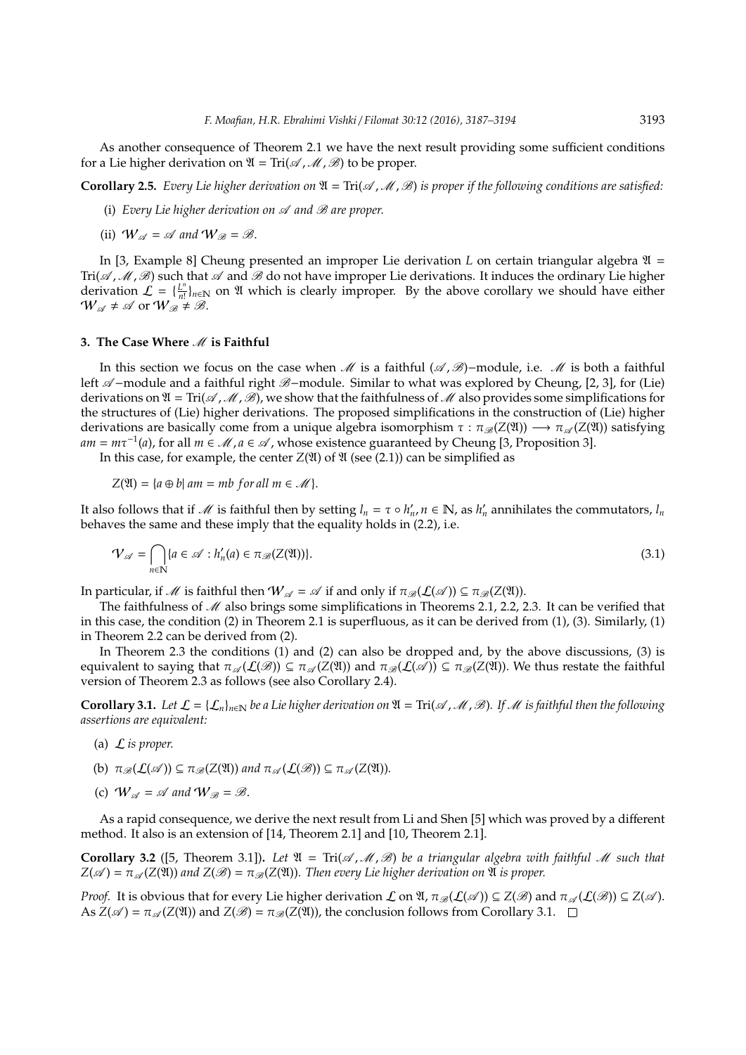As another consequence of Theorem 2.1 we have the next result providing some sufficient conditions for a Lie higher derivation on $\mathfrak{A} = \mathrm{Tri}(\mathscr{A}, \mathscr{M}, \mathscr{B})$ to be proper.

**Corollary 2.5.** *Every Lie higher derivation on $\mathfrak{A} = \mathrm{Tri}(\mathscr{A}, \mathscr{M}, \mathscr{B})$ is proper if the following conditions are satisfied:*

(i) *Every Lie higher derivation on $\mathscr{A}$ and $\mathscr{B}$ are proper.*

(ii) $\mathcal{W}_{\mathscr{A}} = \mathscr{A}$ *and* $\mathcal{W}_{\mathscr{B}} = \mathscr{B}$.

In [3, Example 8] Cheung presented an improper Lie derivation $L$ on certain triangular algebra $\mathfrak{A} = \mathrm{Tri}(\mathscr{A}, \mathscr{M}, \mathscr{B})$ such that $\mathscr{A}$ and $\mathscr{B}$ do not have improper Lie derivations. It induces the ordinary Lie higher derivation $\mathcal{L} = \{\frac{L^n}{n!}\}_{n\in\mathbb{N}}$ on $\mathfrak{A}$ which is clearly improper. By the above corollary we should have either $\mathcal{W}_{\mathscr{A}} \neq \mathscr{A}$ or $\mathcal{W}_{\mathscr{B}} \neq \mathscr{B}$.

## 3. The Case Where $\mathscr{M}$ is Faithful

In this section we focus on the case when $\mathscr{M}$ is a faithful $(\mathscr{A}, \mathscr{B})$−module, i.e. $\mathscr{M}$ is both a faithful left $\mathscr{A}$−module and a faithful right $\mathscr{B}$−module. Similar to what was explored by Cheung, [2, 3], for (Lie) derivations on $\mathfrak{A} = \mathrm{Tri}(\mathscr{A}, \mathscr{M}, \mathscr{B})$, we show that the faithfulness of $\mathscr{M}$ also provides some simplifications for the structures of (Lie) higher derivations. The proposed simplifications in the construction of (Lie) higher derivations are basically come from a unique algebra isomorphism $\tau : \pi_{\mathscr{B}}(Z(\mathfrak{A})) \longrightarrow \pi_{\mathscr{A}}(Z(\mathfrak{A}))$ satisfying $am = m\tau^{-1}(a)$, for all $m \in \mathscr{M}, a \in \mathscr{A}$, whose existence guaranteed by Cheung [3, Proposition 3].

In this case, for example, the center $Z(\mathfrak{A})$ of $\mathfrak{A}$ (see (2.1)) can be simplified as

$$Z(\mathfrak{A}) = \{a \oplus b |\ am = mb \ \ for\ all\ m \in \mathscr{M}\}.$$

It also follows that if $\mathscr{M}$ is faithful then by setting $l_n = \tau \circ h'_n, n \in \mathbb{N}$, as $h'_n$ annihilates the commutators, $l_n$ behaves the same and these imply that the equality holds in (2.2), i.e.

$$\mathcal{V}_{\mathscr{A}} = \bigcap_{n\in\mathbb{N}} \{a \in \mathscr{A} : h'_n(a) \in \pi_{\mathscr{B}}(Z(\mathfrak{A}))\}. \tag{3.1}$$

In particular, if $\mathscr{M}$ is faithful then $\mathcal{W}_{\mathscr{A}} = \mathscr{A}$ if and only if $\pi_{\mathscr{B}}(\mathcal{L}(\mathscr{A})) \subseteq \pi_{\mathscr{B}}(Z(\mathfrak{A}))$.

The faithfulness of $\mathscr{M}$ also brings some simplifications in Theorems 2.1, 2.2, 2.3. It can be verified that in this case, the condition (2) in Theorem 2.1 is superfluous, as it can be derived from (1), (3). Similarly, (1) in Theorem 2.2 can be derived from (2).

In Theorem 2.3 the conditions (1) and (2) can also be dropped and, by the above discussions, (3) is equivalent to saying that $\pi_{\mathscr{A}}(\mathcal{L}(\mathscr{B})) \subseteq \pi_{\mathscr{A}}(Z(\mathfrak{A}))$ and $\pi_{\mathscr{B}}(\mathcal{L}(\mathscr{A})) \subseteq \pi_{\mathscr{B}}(Z(\mathfrak{A}))$. We thus restate the faithful version of Theorem 2.3 as follows (see also Corollary 2.4).

**Corollary 3.1.** *Let $\mathcal{L} = \{\mathcal{L}_n\}_{n\in\mathbb{N}}$ be a Lie higher derivation on $\mathfrak{A} = \mathrm{Tri}(\mathscr{A}, \mathscr{M}, \mathscr{B})$. If $\mathscr{M}$ is faithful then the following assertions are equivalent:*

(a) $\mathcal{L}$ *is proper.*

(b) $\pi_{\mathscr{B}}(\mathcal{L}(\mathscr{A})) \subseteq \pi_{\mathscr{B}}(Z(\mathfrak{A}))$ *and* $\pi_{\mathscr{A}}(\mathcal{L}(\mathscr{B})) \subseteq \pi_{\mathscr{A}}(Z(\mathfrak{A}))$.

(c) $\mathcal{W}_{\mathscr{A}} = \mathscr{A}$ *and* $\mathcal{W}_{\mathscr{B}} = \mathscr{B}$.

As a rapid consequence, we derive the next result from Li and Shen [5] which was proved by a different method. It also is an extension of [14, Theorem 2.1] and [10, Theorem 2.1].

**Corollary 3.2** ([5, Theorem 3.1])**.** *Let $\mathfrak{A} = \mathrm{Tri}(\mathscr{A}, \mathscr{M}, \mathscr{B})$ be a triangular algebra with faithful $\mathscr{M}$ such that $Z(\mathscr{A}) = \pi_{\mathscr{A}}(Z(\mathfrak{A}))$ and $Z(\mathscr{B}) = \pi_{\mathscr{B}}(Z(\mathfrak{A}))$. Then every Lie higher derivation on $\mathfrak{A}$ is proper.*

*Proof.* It is obvious that for every Lie higher derivation $\mathcal{L}$ on $\mathfrak{A}$, $\pi_{\mathscr{B}}(\mathcal{L}(\mathscr{A})) \subseteq Z(\mathscr{B})$ and $\pi_{\mathscr{A}}(\mathcal{L}(\mathscr{B})) \subseteq Z(\mathscr{A})$. As $Z(\mathscr{A}) = \pi_{\mathscr{A}}(Z(\mathfrak{A}))$ and $Z(\mathscr{B}) = \pi_{\mathscr{B}}(Z(\mathfrak{A}))$, the conclusion follows from Corollary 3.1. □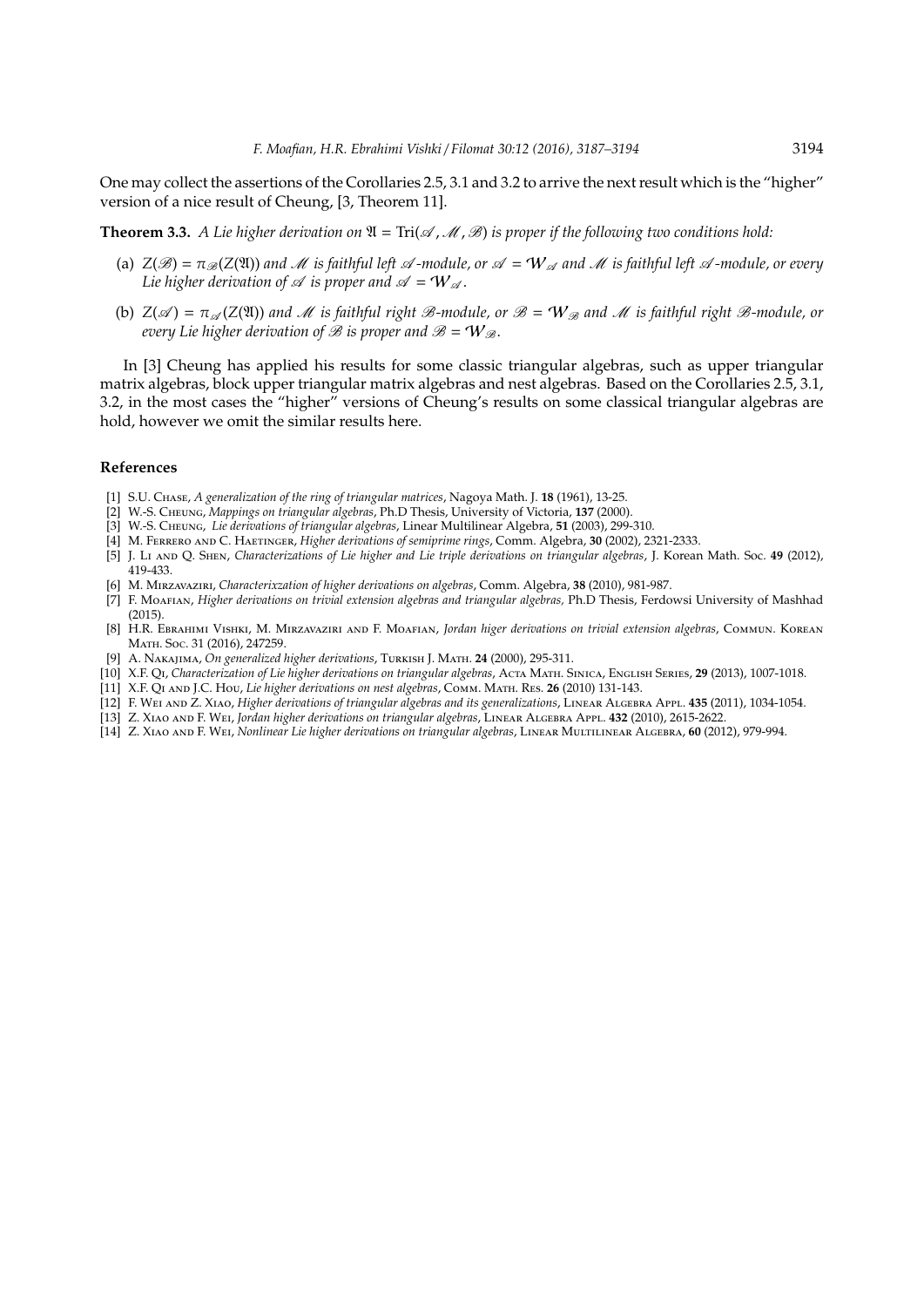One may collect the assertions of the Corollaries 2.5, 3.1 and 3.2 to arrive the next result which is the "higher" version of a nice result of Cheung, [3, Theorem 11].

**Theorem 3.3.** *A Lie higher derivation on $\mathfrak{A} = \mathrm{Tri}(\mathscr{A}, \mathscr{M}, \mathscr{B})$ is proper if the following two conditions hold:*

(a) $Z(\mathscr{B}) = \pi_{\mathscr{B}}(Z(\mathfrak{A}))$ *and $\mathscr{M}$ is faithful left $\mathscr{A}$-module, or $\mathscr{A} = \mathcal{W}_{\mathscr{A}}$ and $\mathscr{M}$ is faithful left $\mathscr{A}$-module, or every Lie higher derivation of $\mathscr{A}$ is proper and $\mathscr{A} = \mathcal{W}_{\mathscr{A}}$.*

(b) $Z(\mathscr{A}) = \pi_{\mathscr{A}}(Z(\mathfrak{A}))$ *and $\mathscr{M}$ is faithful right $\mathscr{B}$-module, or $\mathscr{B} = \mathcal{W}_{\mathscr{B}}$ and $\mathscr{M}$ is faithful right $\mathscr{B}$-module, or every Lie higher derivation of $\mathscr{B}$ is proper and $\mathscr{B} = \mathcal{W}_{\mathscr{B}}$.*

In [3] Cheung has applied his results for some classic triangular algebras, such as upper triangular matrix algebras, block upper triangular matrix algebras and nest algebras. Based on the Corollaries 2.5, 3.1, 3.2, in the most cases the "higher" versions of Cheung's results on some classical triangular algebras are hold, however we omit the similar results here.

## References

[1] S.U. Chase, *A generalization of the ring of triangular matrices*, Nagoya Math. J. **18** (1961), 13-25.

[2] W.-S. Cheung, *Mappings on triangular algebras*, Ph.D Thesis, University of Victoria, **137** (2000).

[3] W.-S. Cheung, *Lie derivations of triangular algebras*, Linear Multilinear Algebra, **51** (2003), 299-310.

[4] M. Ferrero and C. Haetinger, *Higher derivations of semiprime rings*, Comm. Algebra, **30** (2002), 2321-2333.

[5] J. Li and Q. Shen, *Characterizations of Lie higher and Lie triple derivations on triangular algebras*, J. Korean Math. Soc. **49** (2012), 419-433.

[6] M. Mirzavaziri, *Characterixzation of higher derivations on algebras*, Comm. Algebra, **38** (2010), 981-987.

[7] F. Moafian, *Higher derivations on trivial extension algebras and triangular algebras*, Ph.D Thesis, Ferdowsi University of Mashhad (2015).

[8] H.R. Ebrahimi Vishki, M. Mirzavaziri and F. Moafian, *Jordan higer derivations on trivial extension algebras*, Commun. Korean Math. Soc. 31 (2016), 247259.

[9] A. Nakajima, *On generalized higher derivations*, Turkish J. Math. **24** (2000), 295-311.

[10] X.F. Qi, *Characterization of Lie higher derivations on triangular algebras*, Acta Math. Sinica, English Series, **29** (2013), 1007-1018.

[11] X.F. Qi and J.C. Hou, *Lie higher derivations on nest algebras*, Comm. Math. Res. **26** (2010) 131-143.

[12] F. Wei and Z. Xiao, *Higher derivations of triangular algebras and its generalizations*, Linear Algebra Appl. **435** (2011), 1034-1054.

[13] Z. Xiao and F. Wei, *Jordan higher derivations on triangular algebras*, Linear Algebra Appl. **432** (2010), 2615-2622.

[14] Z. Xiao and F. Wei, *Nonlinear Lie higher derivations on triangular algebras*, Linear Multilinear Algebra, **60** (2012), 979-994.